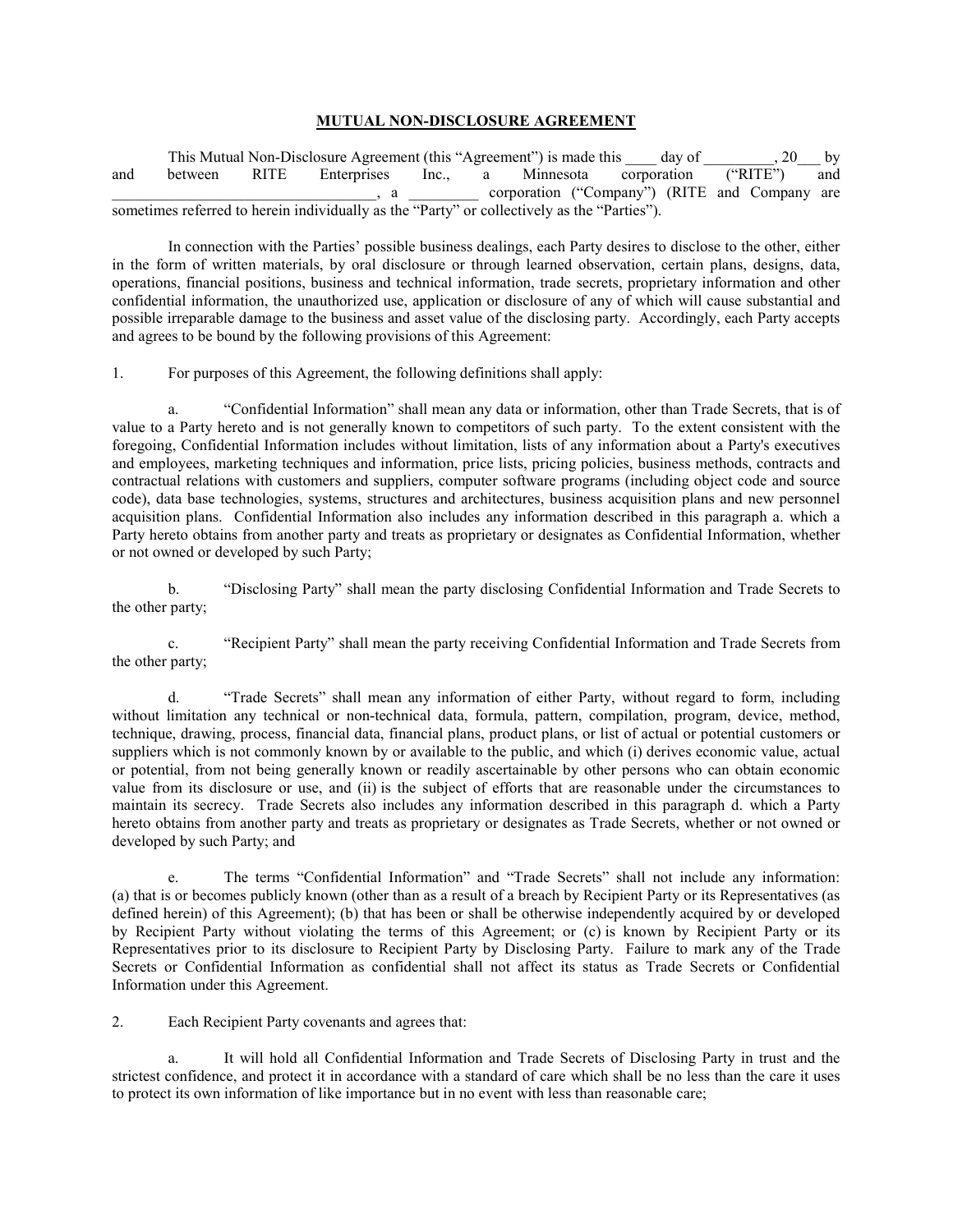# MUTUAL NON-DISCLOSURE AGREEMENT

This Mutual Non-Disclosure Agreement (this "Agreement") is made this ____ day of _________, 20___ by and between RITE Enterprises Inc., a Minnesota corporation ("RITE") and ___________________________________, a _________ corporation ("Company") (RITE and Company are sometimes referred to herein individually as the "Party" or collectively as the "Parties").

In connection with the Parties' possible business dealings, each Party desires to disclose to the other, either in the form of written materials, by oral disclosure or through learned observation, certain plans, designs, data, operations, financial positions, business and technical information, trade secrets, proprietary information and other confidential information, the unauthorized use, application or disclosure of any of which will cause substantial and possible irreparable damage to the business and asset value of the disclosing party. Accordingly, each Party accepts and agrees to be bound by the following provisions of this Agreement:

1. For purposes of this Agreement, the following definitions shall apply:

   a. "Confidential Information" shall mean any data or information, other than Trade Secrets, that is of value to a Party hereto and is not generally known to competitors of such party. To the extent consistent with the foregoing, Confidential Information includes without limitation, lists of any information about a Party's executives and employees, marketing techniques and information, price lists, pricing policies, business methods, contracts and contractual relations with customers and suppliers, computer software programs (including object code and source code), data base technologies, systems, structures and architectures, business acquisition plans and new personnel acquisition plans. Confidential Information also includes any information described in this paragraph a. which a Party hereto obtains from another party and treats as proprietary or designates as Confidential Information, whether or not owned or developed by such Party;

   b. "Disclosing Party" shall mean the party disclosing Confidential Information and Trade Secrets to the other party;

   c. "Recipient Party" shall mean the party receiving Confidential Information and Trade Secrets from the other party;

   d. "Trade Secrets" shall mean any information of either Party, without regard to form, including without limitation any technical or non-technical data, formula, pattern, compilation, program, device, method, technique, drawing, process, financial data, financial plans, product plans, or list of actual or potential customers or suppliers which is not commonly known by or available to the public, and which (i) derives economic value, actual or potential, from not being generally known or readily ascertainable by other persons who can obtain economic value from its disclosure or use, and (ii) is the subject of efforts that are reasonable under the circumstances to maintain its secrecy. Trade Secrets also includes any information described in this paragraph d. which a Party hereto obtains from another party and treats as proprietary or designates as Trade Secrets, whether or not owned or developed by such Party; and

   e. The terms "Confidential Information" and "Trade Secrets" shall not include any information: (a) that is or becomes publicly known (other than as a result of a breach by Recipient Party or its Representatives (as defined herein) of this Agreement); (b) that has been or shall be otherwise independently acquired by or developed by Recipient Party without violating the terms of this Agreement; or (c) is known by Recipient Party or its Representatives prior to its disclosure to Recipient Party by Disclosing Party. Failure to mark any of the Trade Secrets or Confidential Information as confidential shall not affect its status as Trade Secrets or Confidential Information under this Agreement.

2. Each Recipient Party covenants and agrees that:

   a. It will hold all Confidential Information and Trade Secrets of Disclosing Party in trust and the strictest confidence, and protect it in accordance with a standard of care which shall be no less than the care it uses to protect its own information of like importance but in no event with less than reasonable care;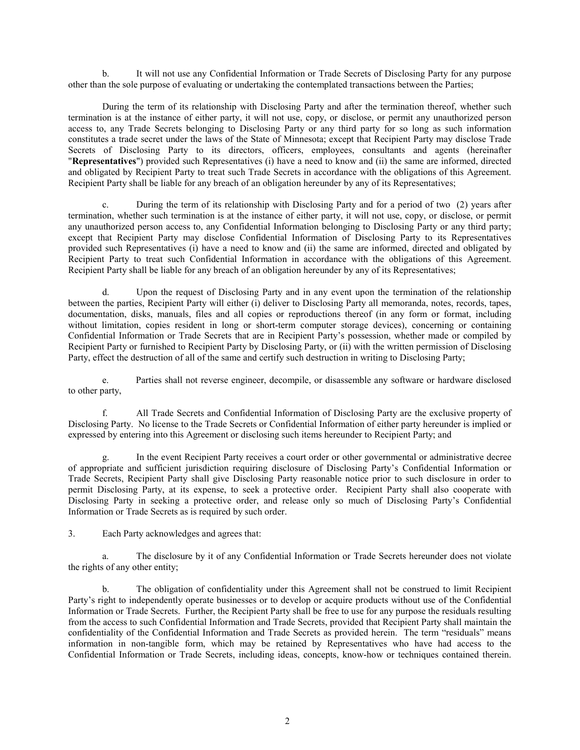b. It will not use any Confidential Information or Trade Secrets of Disclosing Party for any purpose other than the sole purpose of evaluating or undertaking the contemplated transactions between the Parties;

During the term of its relationship with Disclosing Party and after the termination thereof, whether such termination is at the instance of either party, it will not use, copy, or disclose, or permit any unauthorized person access to, any Trade Secrets belonging to Disclosing Party or any third party for so long as such information constitutes a trade secret under the laws of the State of Minnesota; except that Recipient Party may disclose Trade Secrets of Disclosing Party to its directors, officers, employees, consultants and agents (hereinafter "**Representatives**") provided such Representatives (i) have a need to know and (ii) the same are informed, directed and obligated by Recipient Party to treat such Trade Secrets in accordance with the obligations of this Agreement. Recipient Party shall be liable for any breach of an obligation hereunder by any of its Representatives;

c. During the term of its relationship with Disclosing Party and for a period of two (2) years after termination, whether such termination is at the instance of either party, it will not use, copy, or disclose, or permit any unauthorized person access to, any Confidential Information belonging to Disclosing Party or any third party; except that Recipient Party may disclose Confidential Information of Disclosing Party to its Representatives provided such Representatives (i) have a need to know and (ii) the same are informed, directed and obligated by Recipient Party to treat such Confidential Information in accordance with the obligations of this Agreement. Recipient Party shall be liable for any breach of an obligation hereunder by any of its Representatives;

d. Upon the request of Disclosing Party and in any event upon the termination of the relationship between the parties, Recipient Party will either (i) deliver to Disclosing Party all memoranda, notes, records, tapes, documentation, disks, manuals, files and all copies or reproductions thereof (in any form or format, including without limitation, copies resident in long or short-term computer storage devices), concerning or containing Confidential Information or Trade Secrets that are in Recipient Party's possession, whether made or compiled by Recipient Party or furnished to Recipient Party by Disclosing Party, or (ii) with the written permission of Disclosing Party, effect the destruction of all of the same and certify such destruction in writing to Disclosing Party;

e. Parties shall not reverse engineer, decompile, or disassemble any software or hardware disclosed to other party,

f. All Trade Secrets and Confidential Information of Disclosing Party are the exclusive property of Disclosing Party. No license to the Trade Secrets or Confidential Information of either party hereunder is implied or expressed by entering into this Agreement or disclosing such items hereunder to Recipient Party; and

g. In the event Recipient Party receives a court order or other governmental or administrative decree of appropriate and sufficient jurisdiction requiring disclosure of Disclosing Party's Confidential Information or Trade Secrets, Recipient Party shall give Disclosing Party reasonable notice prior to such disclosure in order to permit Disclosing Party, at its expense, to seek a protective order. Recipient Party shall also cooperate with Disclosing Party in seeking a protective order, and release only so much of Disclosing Party's Confidential Information or Trade Secrets as is required by such order.

3. Each Party acknowledges and agrees that:

a. The disclosure by it of any Confidential Information or Trade Secrets hereunder does not violate the rights of any other entity;

b. The obligation of confidentiality under this Agreement shall not be construed to limit Recipient Party's right to independently operate businesses or to develop or acquire products without use of the Confidential Information or Trade Secrets. Further, the Recipient Party shall be free to use for any purpose the residuals resulting from the access to such Confidential Information and Trade Secrets, provided that Recipient Party shall maintain the confidentiality of the Confidential Information and Trade Secrets as provided herein. The term "residuals" means information in non-tangible form, which may be retained by Representatives who have had access to the Confidential Information or Trade Secrets, including ideas, concepts, know-how or techniques contained therein.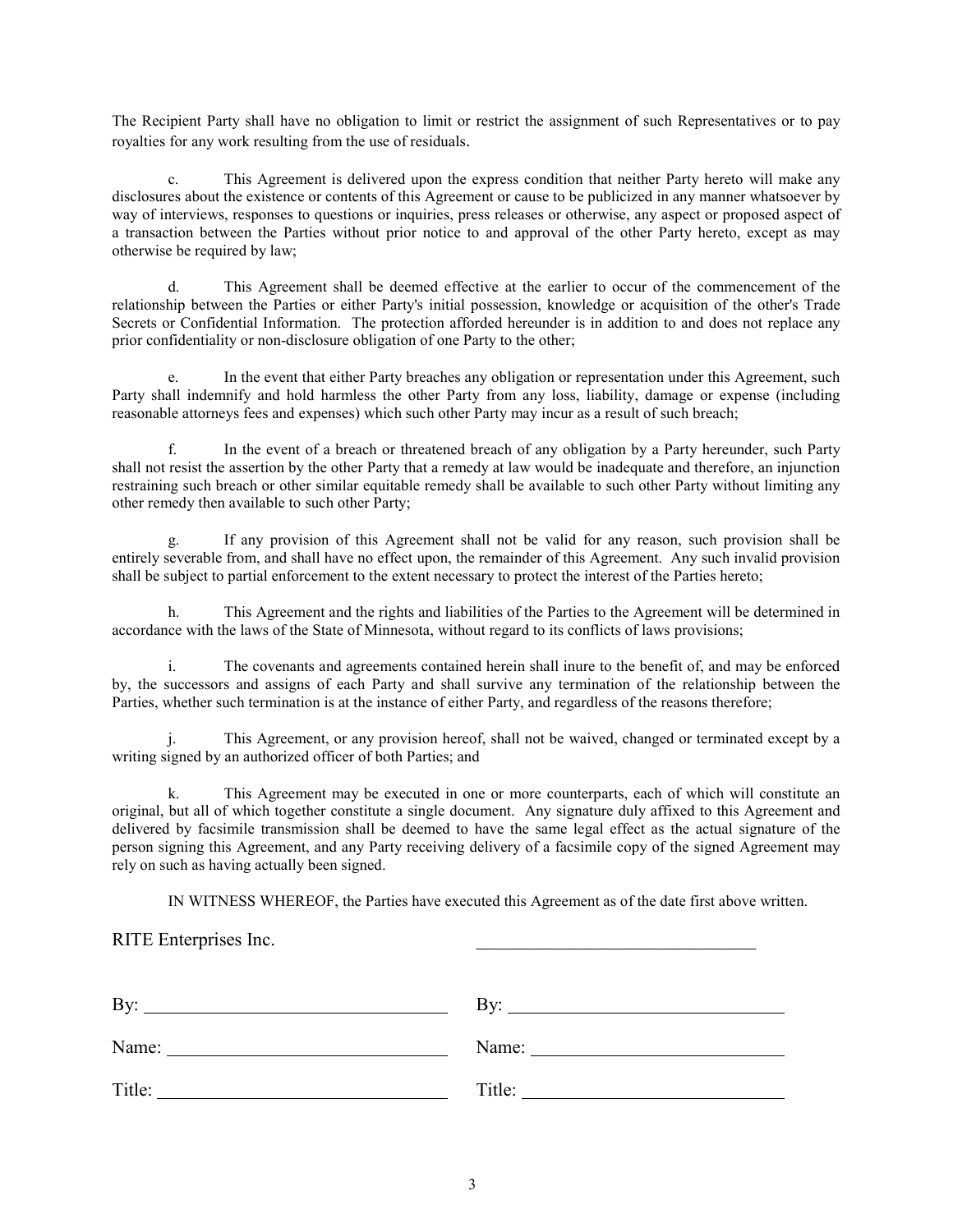The Recipient Party shall have no obligation to limit or restrict the assignment of such Representatives or to pay royalties for any work resulting from the use of residuals.

c. This Agreement is delivered upon the express condition that neither Party hereto will make any disclosures about the existence or contents of this Agreement or cause to be publicized in any manner whatsoever by way of interviews, responses to questions or inquiries, press releases or otherwise, any aspect or proposed aspect of a transaction between the Parties without prior notice to and approval of the other Party hereto, except as may otherwise be required by law;

d. This Agreement shall be deemed effective at the earlier to occur of the commencement of the relationship between the Parties or either Party's initial possession, knowledge or acquisition of the other's Trade Secrets or Confidential Information. The protection afforded hereunder is in addition to and does not replace any prior confidentiality or non-disclosure obligation of one Party to the other;

e. In the event that either Party breaches any obligation or representation under this Agreement, such Party shall indemnify and hold harmless the other Party from any loss, liability, damage or expense (including reasonable attorneys fees and expenses) which such other Party may incur as a result of such breach;

f. In the event of a breach or threatened breach of any obligation by a Party hereunder, such Party shall not resist the assertion by the other Party that a remedy at law would be inadequate and therefore, an injunction restraining such breach or other similar equitable remedy shall be available to such other Party without limiting any other remedy then available to such other Party;

g. If any provision of this Agreement shall not be valid for any reason, such provision shall be entirely severable from, and shall have no effect upon, the remainder of this Agreement. Any such invalid provision shall be subject to partial enforcement to the extent necessary to protect the interest of the Parties hereto;

h. This Agreement and the rights and liabilities of the Parties to the Agreement will be determined in accordance with the laws of the State of Minnesota, without regard to its conflicts of laws provisions;

i. The covenants and agreements contained herein shall inure to the benefit of, and may be enforced by, the successors and assigns of each Party and shall survive any termination of the relationship between the Parties, whether such termination is at the instance of either Party, and regardless of the reasons therefore;

j. This Agreement, or any provision hereof, shall not be waived, changed or terminated except by a writing signed by an authorized officer of both Parties; and

k. This Agreement may be executed in one or more counterparts, each of which will constitute an original, but all of which together constitute a single document. Any signature duly affixed to this Agreement and delivered by facsimile transmission shall be deemed to have the same legal effect as the actual signature of the person signing this Agreement, and any Party receiving delivery of a facsimile copy of the signed Agreement may rely on such as having actually been signed.

IN WITNESS WHEREOF, the Parties have executed this Agreement as of the date first above written.

| | |
|---|---|
| RITE Enterprises Inc. | ______________________________ |
| By: ______________________________ | By: ______________________________ |
| Name: ______________________________ | Name: ______________________________ |
| Title: ______________________________ | Title: ______________________________ |